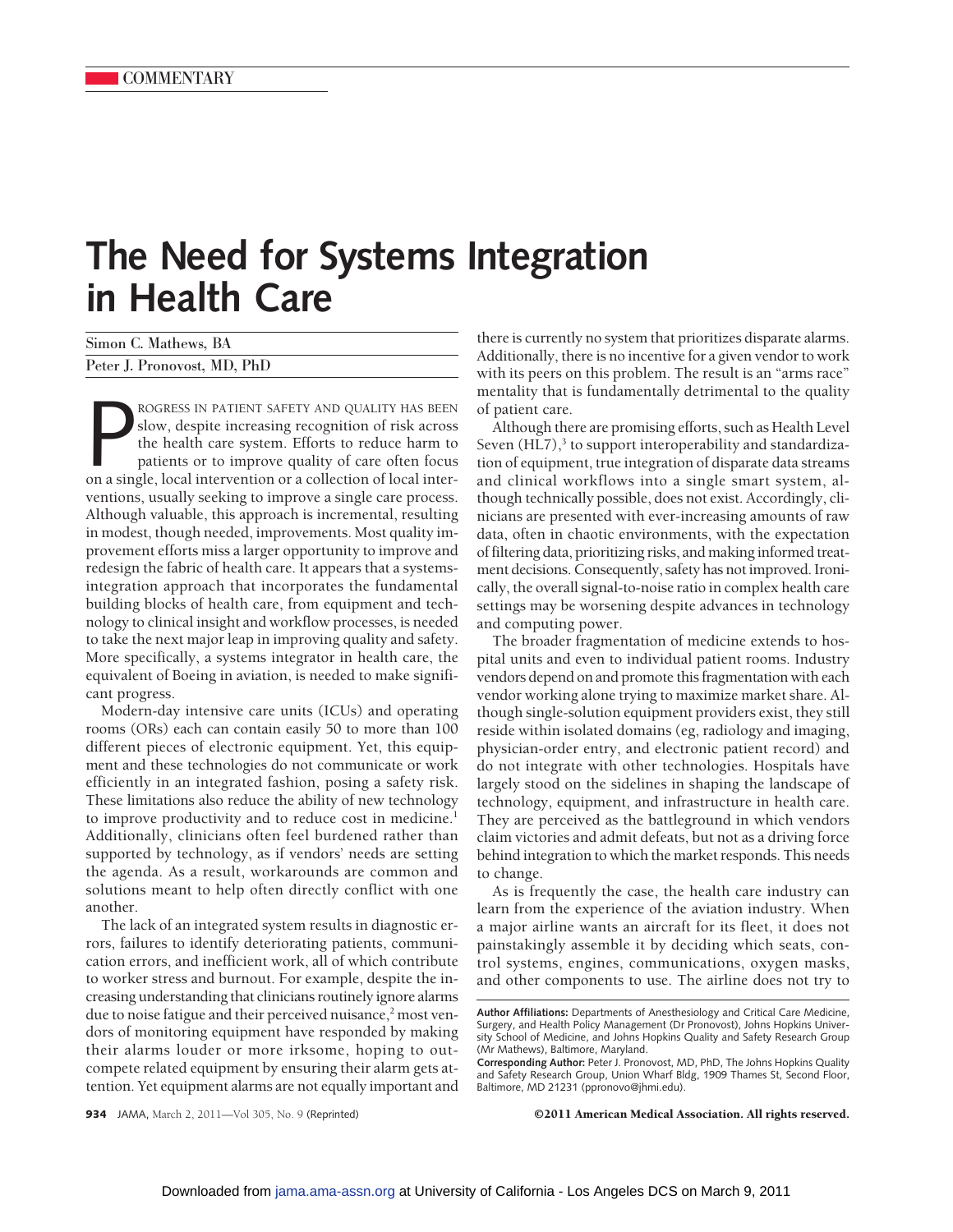COMMENTARY

# The Need for Systems Integration in Health Care

Simon C. Mathews, BA

Peter J. Pronovost, MD, PhD

PROGRESS IN PATIENT SAFETY AND QUALITY HAS BEEN slow, despite increasing recognition of risk across the health care system. Efforts to reduce harm to patients or to improve quality of care often focus on a single, local intervention or a collection of local interventions, usually seeking to improve a single care process. Although valuable, this approach is incremental, resulting in modest, though needed, improvements. Most quality improvement efforts miss a larger opportunity to improve and redesign the fabric of health care. It appears that a systems-integration approach that incorporates the fundamental building blocks of health care, from equipment and technology to clinical insight and workflow processes, is needed to take the next major leap in improving quality and safety. More specifically, a systems integrator in health care, the equivalent of Boeing in aviation, is needed to make significant progress.

Modern-day intensive care units (ICUs) and operating rooms (ORs) each can contain easily 50 to more than 100 different pieces of electronic equipment. Yet, this equipment and these technologies do not communicate or work efficiently in an integrated fashion, posing a safety risk. These limitations also reduce the ability of new technology to improve productivity and to reduce cost in medicine.[1] Additionally, clinicians often feel burdened rather than supported by technology, as if vendors' needs are setting the agenda. As a result, workarounds are common and solutions meant to help often directly conflict with one another.

The lack of an integrated system results in diagnostic errors, failures to identify deteriorating patients, communication errors, and inefficient work, all of which contribute to worker stress and burnout. For example, despite the increasing understanding that clinicians routinely ignore alarms due to noise fatigue and their perceived nuisance,[2] most vendors of monitoring equipment have responded by making their alarms louder or more irksome, hoping to outcompete related equipment by ensuring their alarm gets attention. Yet equipment alarms are not equally important and there is currently no system that prioritizes disparate alarms. Additionally, there is no incentive for a given vendor to work with its peers on this problem. The result is an "arms race" mentality that is fundamentally detrimental to the quality of patient care.

Although there are promising efforts, such as Health Level Seven (HL7),[3] to support interoperability and standardization of equipment, true integration of disparate data streams and clinical workflows into a single smart system, although technically possible, does not exist. Accordingly, clinicians are presented with ever-increasing amounts of raw data, often in chaotic environments, with the expectation of filtering data, prioritizing risks, and making informed treatment decisions. Consequently, safety has not improved. Ironically, the overall signal-to-noise ratio in complex health care settings may be worsening despite advances in technology and computing power.

The broader fragmentation of medicine extends to hospital units and even to individual patient rooms. Industry vendors depend on and promote this fragmentation with each vendor working alone trying to maximize market share. Although single-solution equipment providers exist, they still reside within isolated domains (eg, radiology and imaging, physician-order entry, and electronic patient record) and do not integrate with other technologies. Hospitals have largely stood on the sidelines in shaping the landscape of technology, equipment, and infrastructure in health care. They are perceived as the battleground in which vendors claim victories and admit defeats, but not as a driving force behind integration to which the market responds. This needs to change.

As is frequently the case, the health care industry can learn from the experience of the aviation industry. When a major airline wants an aircraft for its fleet, it does not painstakingly assemble it by deciding which seats, control systems, engines, communications, oxygen masks, and other components to use. The airline does not try to

**Author Affiliations:** Departments of Anesthesiology and Critical Care Medicine, Surgery, and Health Policy Management (Dr Pronovost), Johns Hopkins University School of Medicine, and Johns Hopkins Quality and Safety Research Group (Mr Mathews), Baltimore, Maryland.

**Corresponding Author:** Peter J. Pronovost, MD, PhD, The Johns Hopkins Quality and Safety Research Group, Union Wharf Bldg, 1909 Thames St, Second Floor, Baltimore, MD 21231 (ppronovo@jhmi.edu).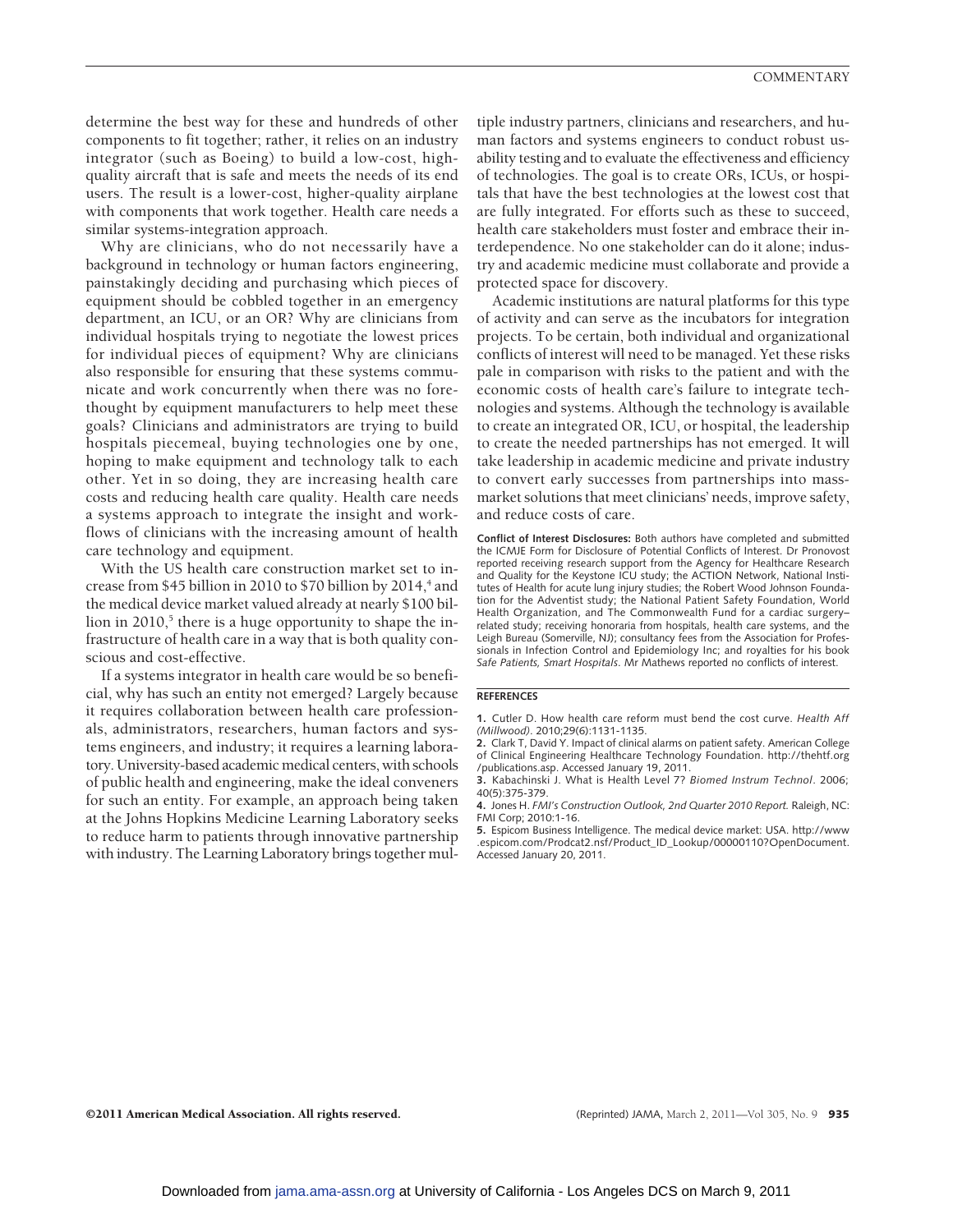determine the best way for these and hundreds of other components to fit together; rather, it relies on an industry integrator (such as Boeing) to build a low-cost, high-quality aircraft that is safe and meets the needs of its end users. The result is a lower-cost, higher-quality airplane with components that work together. Health care needs a similar systems-integration approach.

Why are clinicians, who do not necessarily have a background in technology or human factors engineering, painstakingly deciding and purchasing which pieces of equipment should be cobbled together in an emergency department, an ICU, or an OR? Why are clinicians from individual hospitals trying to negotiate the lowest prices for individual pieces of equipment? Why are clinicians also responsible for ensuring that these systems communicate and work concurrently when there was no forethought by equipment manufacturers to help meet these goals? Clinicians and administrators are trying to build hospitals piecemeal, buying technologies one by one, hoping to make equipment and technology talk to each other. Yet in so doing, they are increasing health care costs and reducing health care quality. Health care needs a systems approach to integrate the insight and workflows of clinicians with the increasing amount of health care technology and equipment.

With the US health care construction market set to increase from \$45 billion in 2010 to \$70 billion by 2014,[4] and the medical device market valued already at nearly \$100 billion in 2010,[5] there is a huge opportunity to shape the infrastructure of health care in a way that is both quality conscious and cost-effective.

If a systems integrator in health care would be so beneficial, why has such an entity not emerged? Largely because it requires collaboration between health care professionals, administrators, researchers, human factors and systems engineers, and industry; it requires a learning laboratory. University-based academic medical centers, with schools of public health and engineering, make the ideal conveners for such an entity. For example, an approach being taken at the Johns Hopkins Medicine Learning Laboratory seeks to reduce harm to patients through innovative partnership with industry. The Learning Laboratory brings together multiple industry partners, clinicians and researchers, and human factors and systems engineers to conduct robust usability testing and to evaluate the effectiveness and efficiency of technologies. The goal is to create ORs, ICUs, or hospitals that have the best technologies at the lowest cost that are fully integrated. For efforts such as these to succeed, health care stakeholders must foster and embrace their interdependence. No one stakeholder can do it alone; industry and academic medicine must collaborate and provide a protected space for discovery.

Academic institutions are natural platforms for this type of activity and can serve as the incubators for integration projects. To be certain, both individual and organizational conflicts of interest will need to be managed. Yet these risks pale in comparison with risks to the patient and with the economic costs of health care's failure to integrate technologies and systems. Although the technology is available to create an integrated OR, ICU, or hospital, the leadership to create the needed partnerships has not emerged. It will take leadership in academic medicine and private industry to convert early successes from partnerships into mass-market solutions that meet clinicians' needs, improve safety, and reduce costs of care.

**Conflict of Interest Disclosures:** Both authors have completed and submitted the ICMJE Form for Disclosure of Potential Conflicts of Interest. Dr Pronovost reported receiving research support from the Agency for Healthcare Research and Quality for the Keystone ICU study; the ACTION Network, National Institutes of Health for acute lung injury studies; the Robert Wood Johnson Foundation for the Adventist study; the National Patient Safety Foundation, World Health Organization, and The Commonwealth Fund for a cardiac surgery–related study; receiving honoraria from hospitals, health care systems, and the Leigh Bureau (Somerville, NJ); consultancy fees from the Association for Professionals in Infection Control and Epidemiology Inc; and royalties for his book *Safe Patients, Smart Hospitals*. Mr Mathews reported no conflicts of interest.

## REFERENCES

1. Cutler D. How health care reform must bend the cost curve. *Health Aff (Millwood)*. 2010;29(6):1131-1135.
2. Clark T, David Y. Impact of clinical alarms on patient safety. American College of Clinical Engineering Healthcare Technology Foundation. http://thehtf.org/publications.asp. Accessed January 19, 2011.
3. Kabachinski J. What is Health Level 7? *Biomed Instrum Technol*. 2006;40(5):375-379.
4. Jones H. *FMI's Construction Outlook, 2nd Quarter 2010 Report.* Raleigh, NC: FMI Corp; 2010:1-16.
5. Espicom Business Intelligence. The medical device market: USA. http://www.espicom.com/Prodcat2.nsf/Product_ID_Lookup/00000110?OpenDocument. Accessed January 20, 2011.